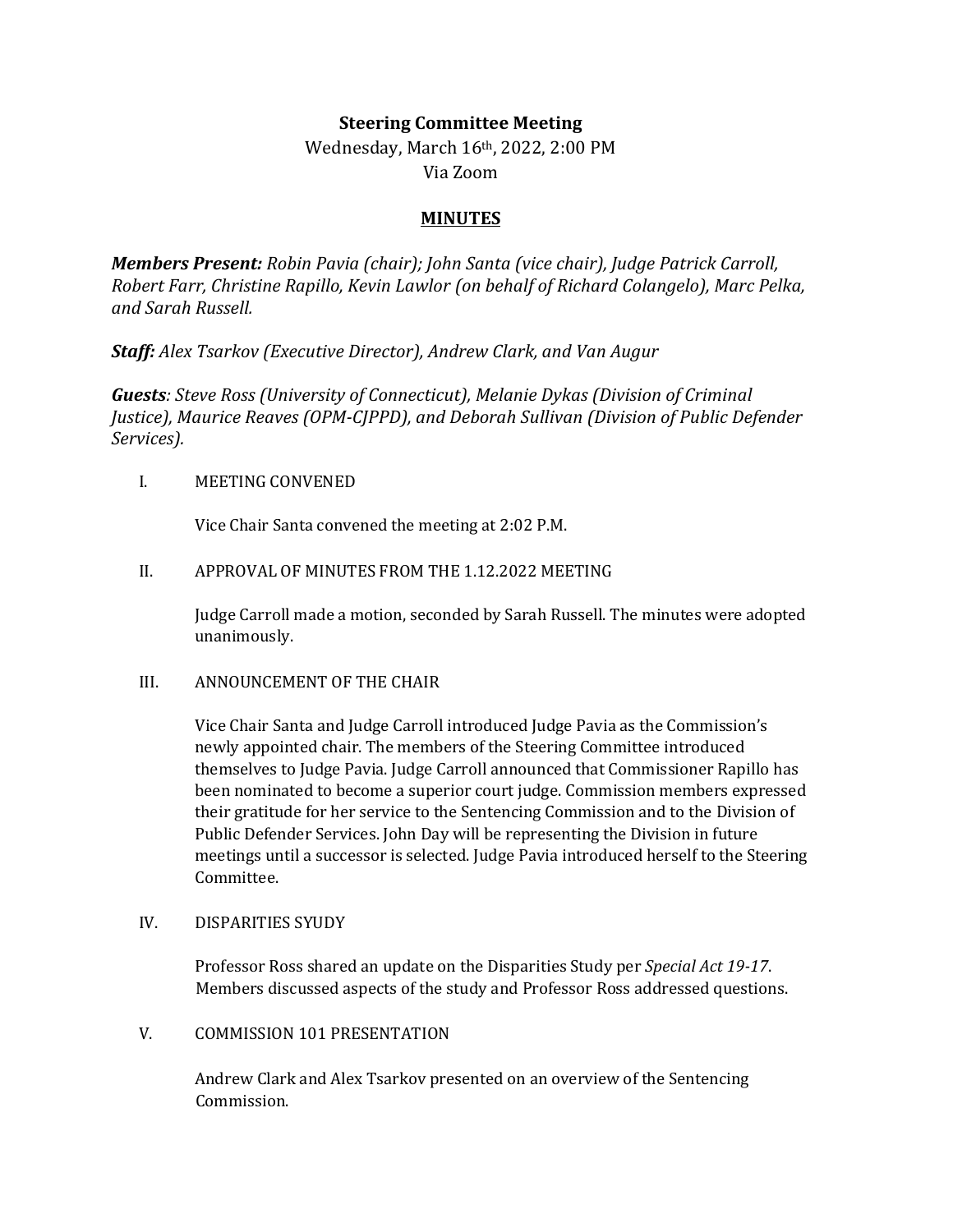**Steering Committee Meeting**

Wednesday, March 16th, 2022, 2:00 PM

Via Zoom

**MINUTES**

***Members Present:*** *Robin Pavia (chair); John Santa (vice chair), Judge Patrick Carroll, Robert Farr, Christine Rapillo, Kevin Lawlor (on behalf of Richard Colangelo), Marc Pelka, and Sarah Russell.*

***Staff:*** *Alex Tsarkov (Executive Director), Andrew Clark, and Van Augur*

***Guests****: Steve Ross (University of Connecticut), Melanie Dykas (Division of Criminal Justice), Maurice Reaves (OPM-CJPPD), and Deborah Sullivan (Division of Public Defender Services).*

I. MEETING CONVENED

Vice Chair Santa convened the meeting at 2:02 P.M.

II. APPROVAL OF MINUTES FROM THE 1.12.2022 MEETING

Judge Carroll made a motion, seconded by Sarah Russell. The minutes were adopted unanimously.

III. ANNOUNCEMENT OF THE CHAIR

Vice Chair Santa and Judge Carroll introduced Judge Pavia as the Commission's newly appointed chair. The members of the Steering Committee introduced themselves to Judge Pavia. Judge Carroll announced that Commissioner Rapillo has been nominated to become a superior court judge. Commission members expressed their gratitude for her service to the Sentencing Commission and to the Division of Public Defender Services. John Day will be representing the Division in future meetings until a successor is selected. Judge Pavia introduced herself to the Steering Committee.

IV. DISPARITIES SYUDY

Professor Ross shared an update on the Disparities Study per *Special Act 19-17*. Members discussed aspects of the study and Professor Ross addressed questions.

V. COMMISSION 101 PRESENTATION

Andrew Clark and Alex Tsarkov presented on an overview of the Sentencing Commission.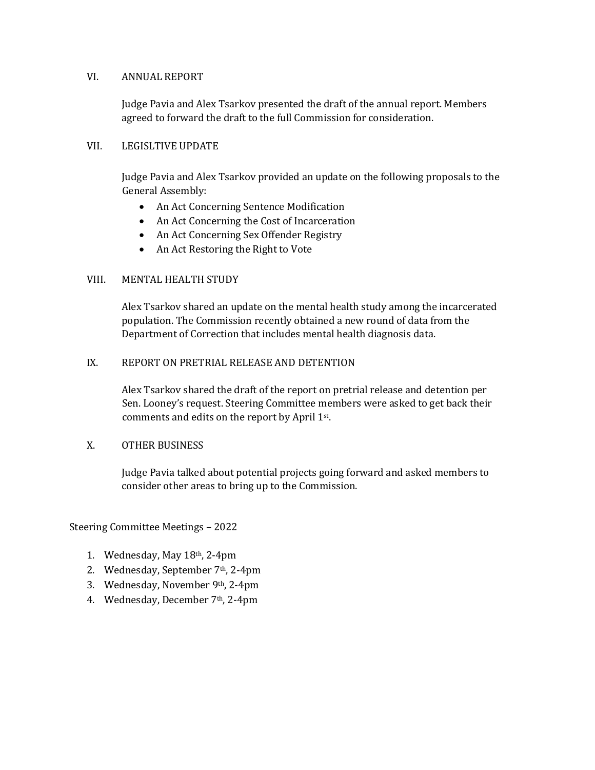## VI. ANNUAL REPORT

Judge Pavia and Alex Tsarkov presented the draft of the annual report. Members agreed to forward the draft to the full Commission for consideration.

## VII. LEGISLTIVE UPDATE

Judge Pavia and Alex Tsarkov provided an update on the following proposals to the General Assembly:

- An Act Concerning Sentence Modification
- An Act Concerning the Cost of Incarceration
- An Act Concerning Sex Offender Registry
- An Act Restoring the Right to Vote

## VIII. MENTAL HEALTH STUDY

Alex Tsarkov shared an update on the mental health study among the incarcerated population. The Commission recently obtained a new round of data from the Department of Correction that includes mental health diagnosis data.

## IX. REPORT ON PRETRIAL RELEASE AND DETENTION

Alex Tsarkov shared the draft of the report on pretrial release and detention per Sen. Looney's request. Steering Committee members were asked to get back their comments and edits on the report by April 1st.

## X. OTHER BUSINESS

Judge Pavia talked about potential projects going forward and asked members to consider other areas to bring up to the Commission.

Steering Committee Meetings – 2022

1. Wednesday, May 18th, 2-4pm
2. Wednesday, September 7th, 2-4pm
3. Wednesday, November 9th, 2-4pm
4. Wednesday, December 7th, 2-4pm